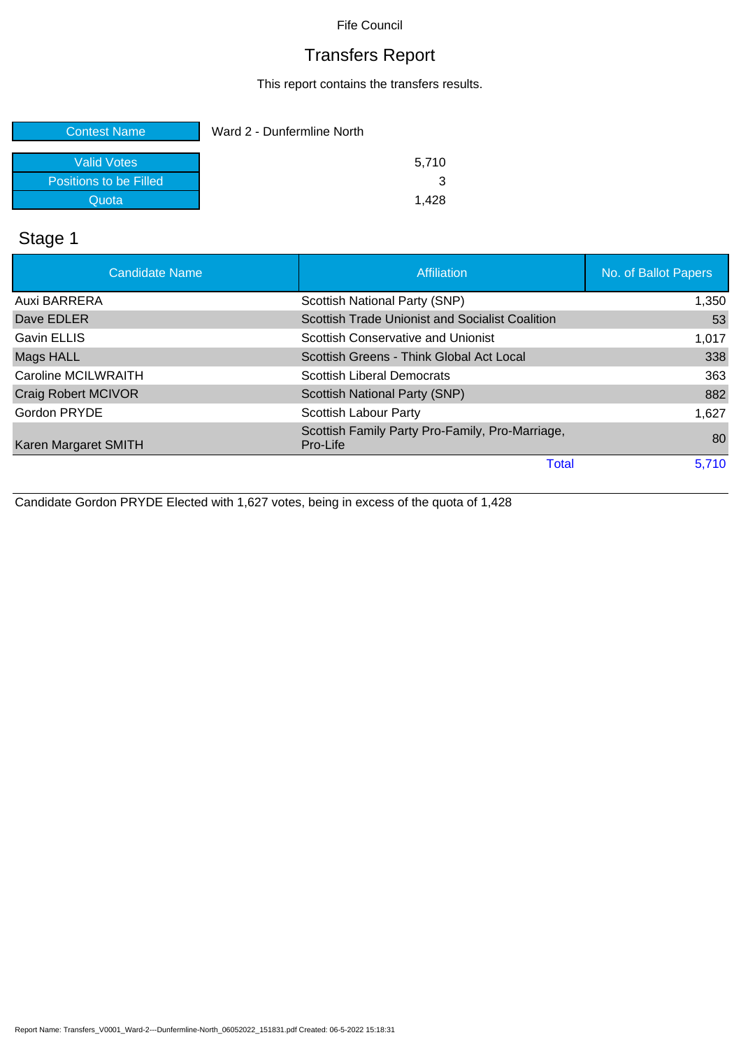Fife Council

# Transfers Report

This report contains the transfers results.

| Contest Name | Ward 2 - Dunfermline North |
|---|---|
| Valid Votes | 5,710 |
| Positions to be Filled | 3 |
| Quota | 1,428 |

## Stage 1

| Candidate Name | Affiliation | No. of Ballot Papers |
|---|---|---|
| Auxi BARRERA | Scottish National Party (SNP) | 1,350 |
| Dave EDLER | Scottish Trade Unionist and Socialist Coalition | 53 |
| Gavin ELLIS | Scottish Conservative and Unionist | 1,017 |
| Mags HALL | Scottish Greens - Think Global Act Local | 338 |
| Caroline MCILWRAITH | Scottish Liberal Democrats | 363 |
| Craig Robert MCIVOR | Scottish National Party (SNP) | 882 |
| Gordon PRYDE | Scottish Labour Party | 1,627 |
| Karen Margaret SMITH | Scottish Family Party Pro-Family, Pro-Marriage, Pro-Life | 80 |
| | Total | 5,710 |

Candidate Gordon PRYDE Elected with 1,627 votes, being in excess of the quota of 1,428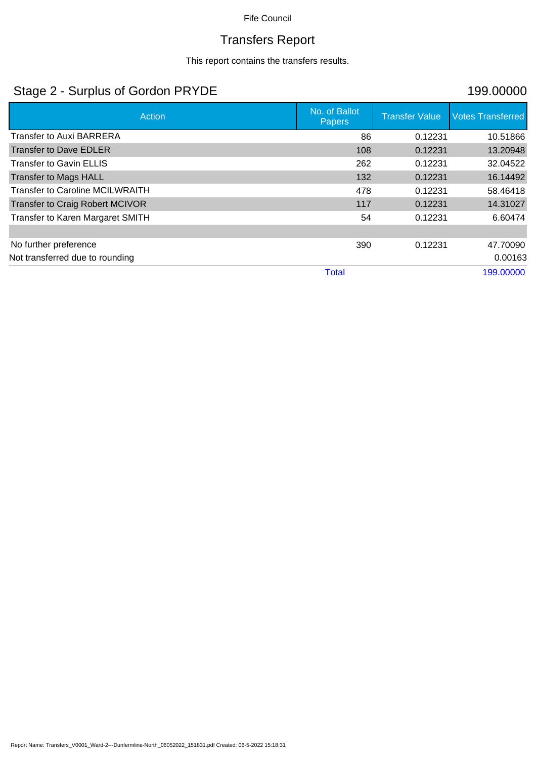Fife Council

# Transfers Report

This report contains the transfers results.

## Stage 2 - Surplus of Gordon PRYDE

199.00000

| Action | No. of Ballot Papers | Transfer Value | Votes Transferred |
|---|---|---|---|
| Transfer to Auxi BARRERA | 86 | 0.12231 | 10.51866 |
| Transfer to Dave EDLER | 108 | 0.12231 | 13.20948 |
| Transfer to Gavin ELLIS | 262 | 0.12231 | 32.04522 |
| Transfer to Mags HALL | 132 | 0.12231 | 16.14492 |
| Transfer to Caroline MCILWRAITH | 478 | 0.12231 | 58.46418 |
| Transfer to Craig Robert MCIVOR | 117 | 0.12231 | 14.31027 |
| Transfer to Karen Margaret SMITH | 54 | 0.12231 | 6.60474 |
| | | | |
| No further preference | 390 | 0.12231 | 47.70090 |
| Not transferred due to rounding | | | 0.00163 |
| | Total | | 199.00000 |

Report Name: Transfers_V0001_Ward-2---Dunfermline-North_06052022_151831.pdf Created: 06-5-2022 15:18:31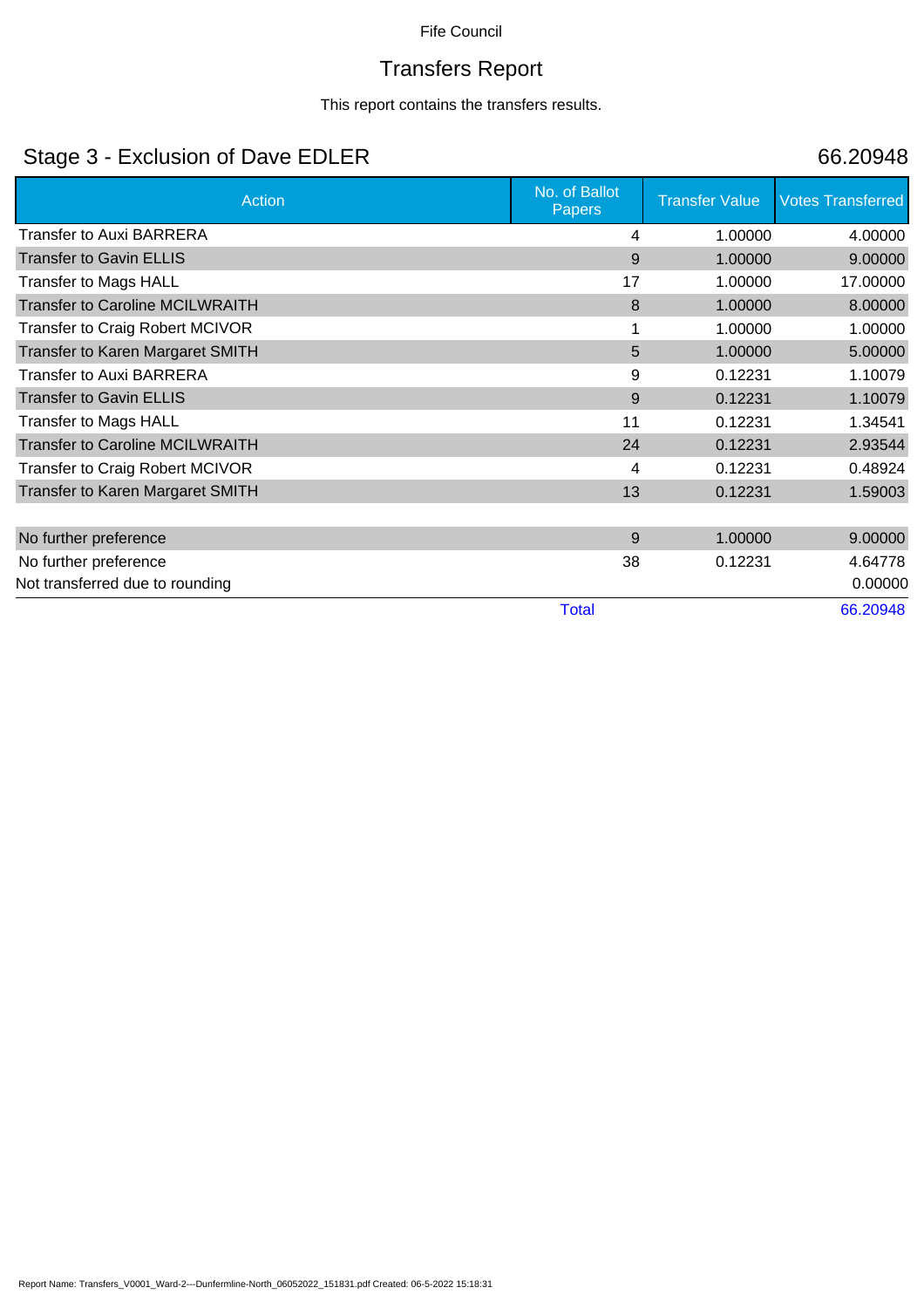Fife Council

# Transfers Report

This report contains the transfers results.

## Stage 3 - Exclusion of Dave EDLER 66.20948

| Action | No. of Ballot Papers | Transfer Value | Votes Transferred |
|---|---|---|---|
| Transfer to Auxi BARRERA | 4 | 1.00000 | 4.00000 |
| Transfer to Gavin ELLIS | 9 | 1.00000 | 9.00000 |
| Transfer to Mags HALL | 17 | 1.00000 | 17.00000 |
| Transfer to Caroline MCILWRAITH | 8 | 1.00000 | 8.00000 |
| Transfer to Craig Robert MCIVOR | 1 | 1.00000 | 1.00000 |
| Transfer to Karen Margaret SMITH | 5 | 1.00000 | 5.00000 |
| Transfer to Auxi BARRERA | 9 | 0.12231 | 1.10079 |
| Transfer to Gavin ELLIS | 9 | 0.12231 | 1.10079 |
| Transfer to Mags HALL | 11 | 0.12231 | 1.34541 |
| Transfer to Caroline MCILWRAITH | 24 | 0.12231 | 2.93544 |
| Transfer to Craig Robert MCIVOR | 4 | 0.12231 | 0.48924 |
| Transfer to Karen Margaret SMITH | 13 | 0.12231 | 1.59003 |
| | | | |
| No further preference | 9 | 1.00000 | 9.00000 |
| No further preference | 38 | 0.12231 | 4.64778 |
| Not transferred due to rounding | | | 0.00000 |
| | Total | | 66.20948 |

Report Name: Transfers_V0001_Ward-2---Dunfermline-North_06052022_151831.pdf Created: 06-5-2022 15:18:31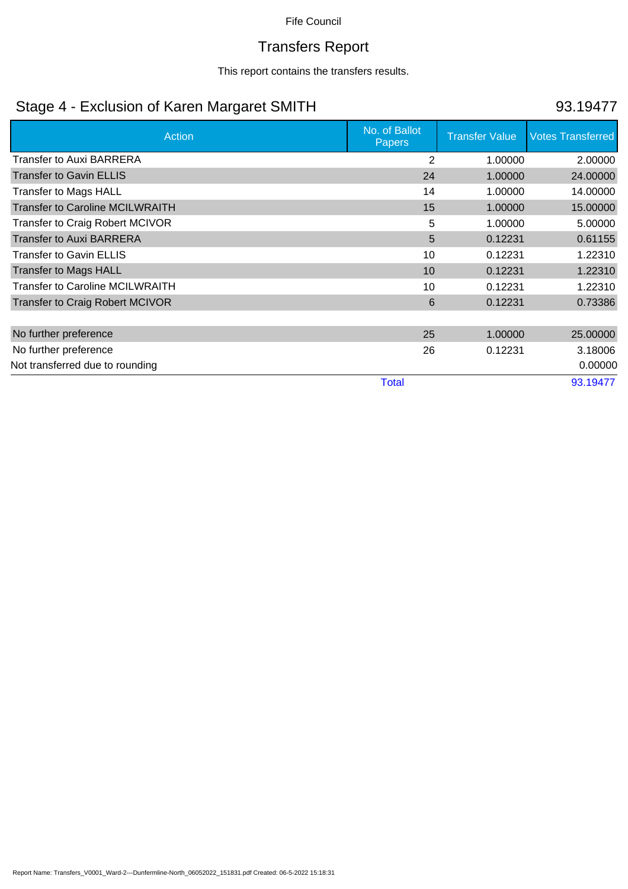Fife Council

# Transfers Report

This report contains the transfers results.

## Stage 4 - Exclusion of Karen Margaret SMITH — 93.19477

| Action | No. of Ballot Papers | Transfer Value | Votes Transferred |
|---|---|---|---|
| Transfer to Auxi BARRERA | 2 | 1.00000 | 2.00000 |
| Transfer to Gavin ELLIS | 24 | 1.00000 | 24.00000 |
| Transfer to Mags HALL | 14 | 1.00000 | 14.00000 |
| Transfer to Caroline MCILWRAITH | 15 | 1.00000 | 15.00000 |
| Transfer to Craig Robert MCIVOR | 5 | 1.00000 | 5.00000 |
| Transfer to Auxi BARRERA | 5 | 0.12231 | 0.61155 |
| Transfer to Gavin ELLIS | 10 | 0.12231 | 1.22310 |
| Transfer to Mags HALL | 10 | 0.12231 | 1.22310 |
| Transfer to Caroline MCILWRAITH | 10 | 0.12231 | 1.22310 |
| Transfer to Craig Robert MCIVOR | 6 | 0.12231 | 0.73386 |
| | | | |
| No further preference | 25 | 1.00000 | 25.00000 |
| No further preference | 26 | 0.12231 | 3.18006 |
| Not transferred due to rounding | | | 0.00000 |
| | Total | | 93.19477 |

Report Name: Transfers_V0001_Ward-2---Dunfermline-North_06052022_151831.pdf Created: 06-5-2022 15:18:31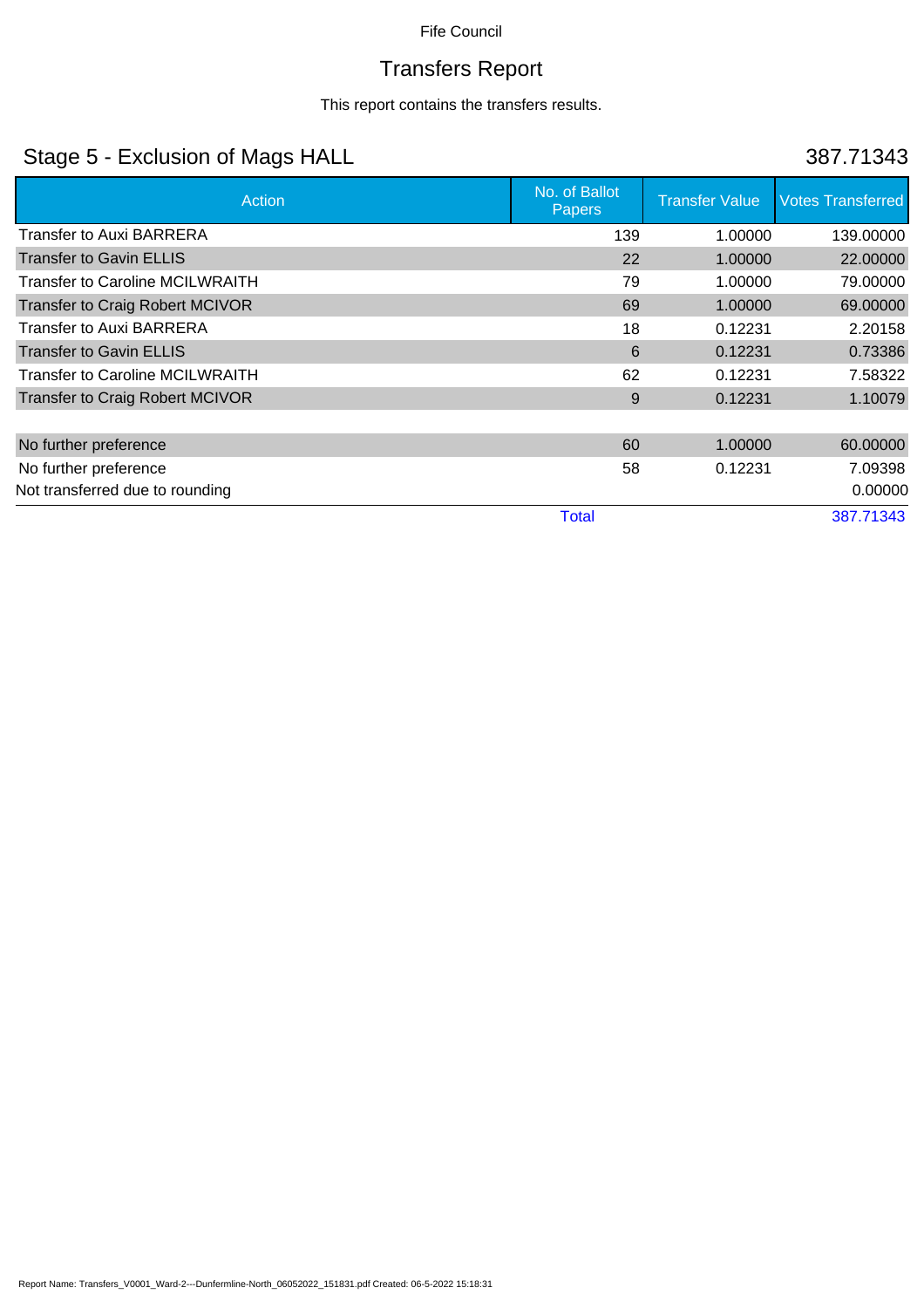Fife Council

# Transfers Report

This report contains the transfers results.

## Stage 5 - Exclusion of Mags HALL

387.71343

| Action | No. of Ballot Papers | Transfer Value | Votes Transferred |
|---|---|---|---|
| Transfer to Auxi BARRERA | 139 | 1.00000 | 139.00000 |
| Transfer to Gavin ELLIS | 22 | 1.00000 | 22.00000 |
| Transfer to Caroline MCILWRAITH | 79 | 1.00000 | 79.00000 |
| Transfer to Craig Robert MCIVOR | 69 | 1.00000 | 69.00000 |
| Transfer to Auxi BARRERA | 18 | 0.12231 | 2.20158 |
| Transfer to Gavin ELLIS | 6 | 0.12231 | 0.73386 |
| Transfer to Caroline MCILWRAITH | 62 | 0.12231 | 7.58322 |
| Transfer to Craig Robert MCIVOR | 9 | 0.12231 | 1.10079 |
| | | | |
| No further preference | 60 | 1.00000 | 60.00000 |
| No further preference | 58 | 0.12231 | 7.09398 |
| Not transferred due to rounding | | | 0.00000 |
| | Total | | 387.71343 |

Report Name: Transfers_V0001_Ward-2---Dunfermline-North_06052022_151831.pdf Created: 06-5-2022 15:18:31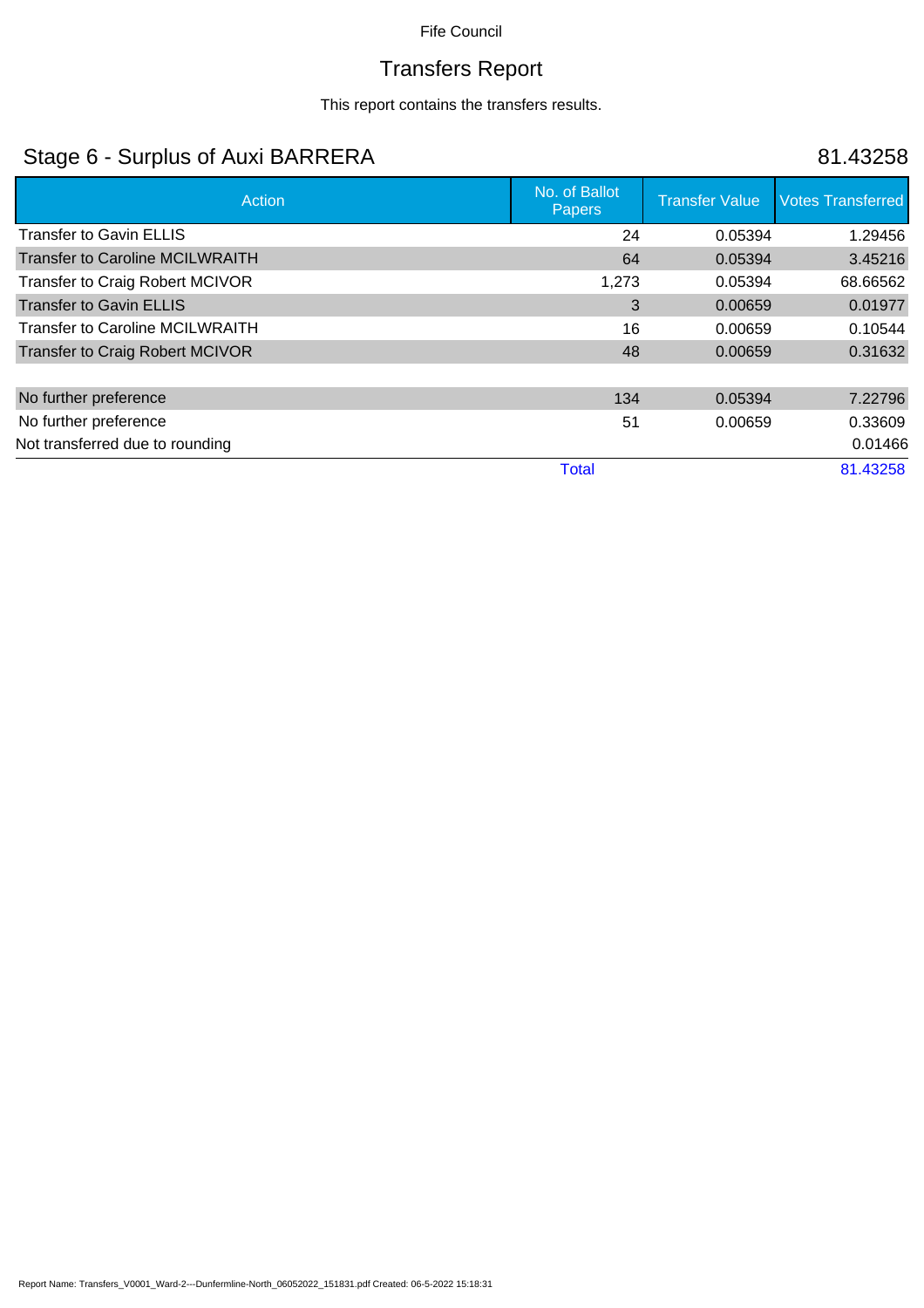Fife Council

# Transfers Report

This report contains the transfers results.

## Stage 6 - Surplus of Auxi BARRERA

81.43258

| Action | No. of Ballot Papers | Transfer Value | Votes Transferred |
|---|---|---|---|
| Transfer to Gavin ELLIS | 24 | 0.05394 | 1.29456 |
| Transfer to Caroline MCILWRAITH | 64 | 0.05394 | 3.45216 |
| Transfer to Craig Robert MCIVOR | 1,273 | 0.05394 | 68.66562 |
| Transfer to Gavin ELLIS | 3 | 0.00659 | 0.01977 |
| Transfer to Caroline MCILWRAITH | 16 | 0.00659 | 0.10544 |
| Transfer to Craig Robert MCIVOR | 48 | 0.00659 | 0.31632 |
| | | | |
| No further preference | 134 | 0.05394 | 7.22796 |
| No further preference | 51 | 0.00659 | 0.33609 |
| Not transferred due to rounding | | | 0.01466 |
| | Total | | 81.43258 |

Report Name: Transfers_V0001_Ward-2---Dunfermline-North_06052022_151831.pdf Created: 06-5-2022 15:18:31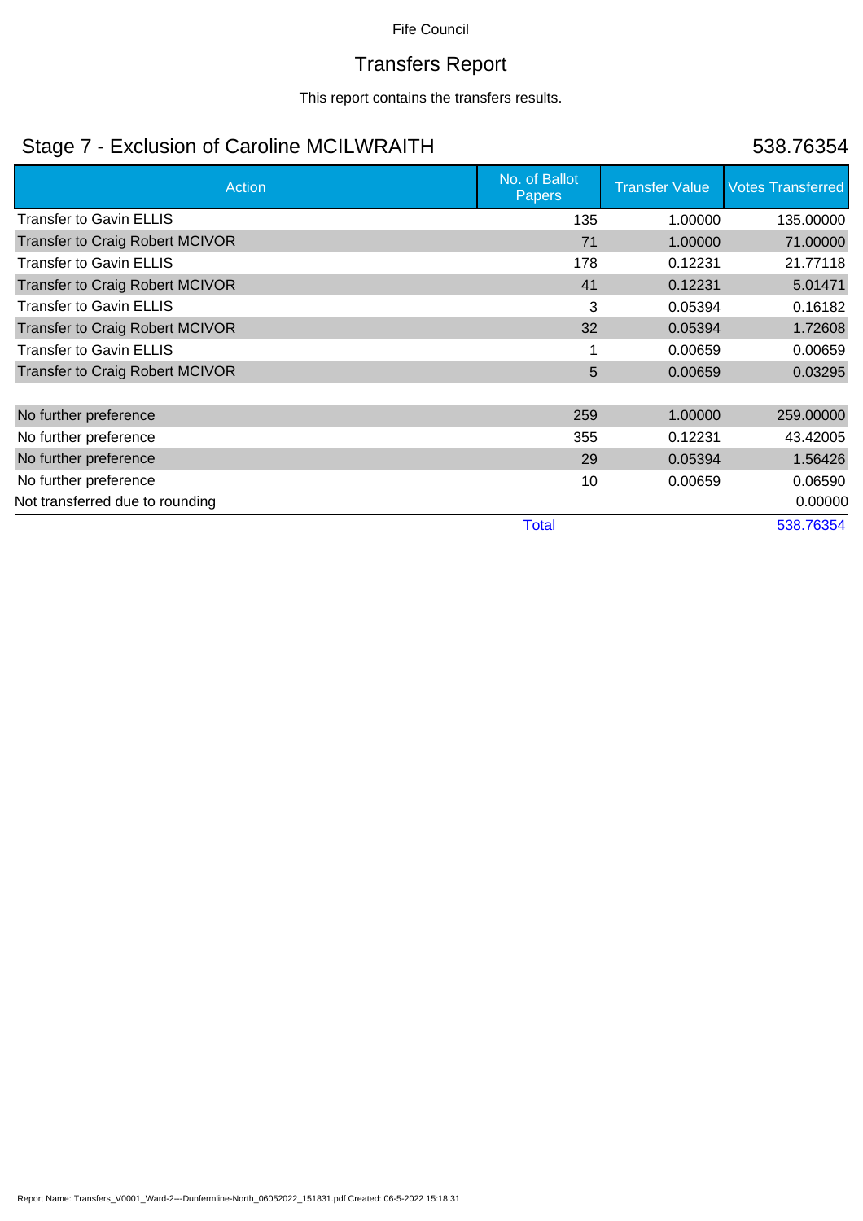Fife Council

# Transfers Report

This report contains the transfers results.

## Stage 7 - Exclusion of Caroline MCILWRAITH — 538.76354

| Action | No. of Ballot Papers | Transfer Value | Votes Transferred |
|---|---|---|---|
| Transfer to Gavin ELLIS | 135 | 1.00000 | 135.00000 |
| Transfer to Craig Robert MCIVOR | 71 | 1.00000 | 71.00000 |
| Transfer to Gavin ELLIS | 178 | 0.12231 | 21.77118 |
| Transfer to Craig Robert MCIVOR | 41 | 0.12231 | 5.01471 |
| Transfer to Gavin ELLIS | 3 | 0.05394 | 0.16182 |
| Transfer to Craig Robert MCIVOR | 32 | 0.05394 | 1.72608 |
| Transfer to Gavin ELLIS | 1 | 0.00659 | 0.00659 |
| Transfer to Craig Robert MCIVOR | 5 | 0.00659 | 0.03295 |
| | | | |
| No further preference | 259 | 1.00000 | 259.00000 |
| No further preference | 355 | 0.12231 | 43.42005 |
| No further preference | 29 | 0.05394 | 1.56426 |
| No further preference | 10 | 0.00659 | 0.06590 |
| Not transferred due to rounding | | | 0.00000 |
| | Total | | 538.76354 |

Report Name: Transfers_V0001_Ward-2---Dunfermline-North_06052022_151831.pdf Created: 06-5-2022 15:18:31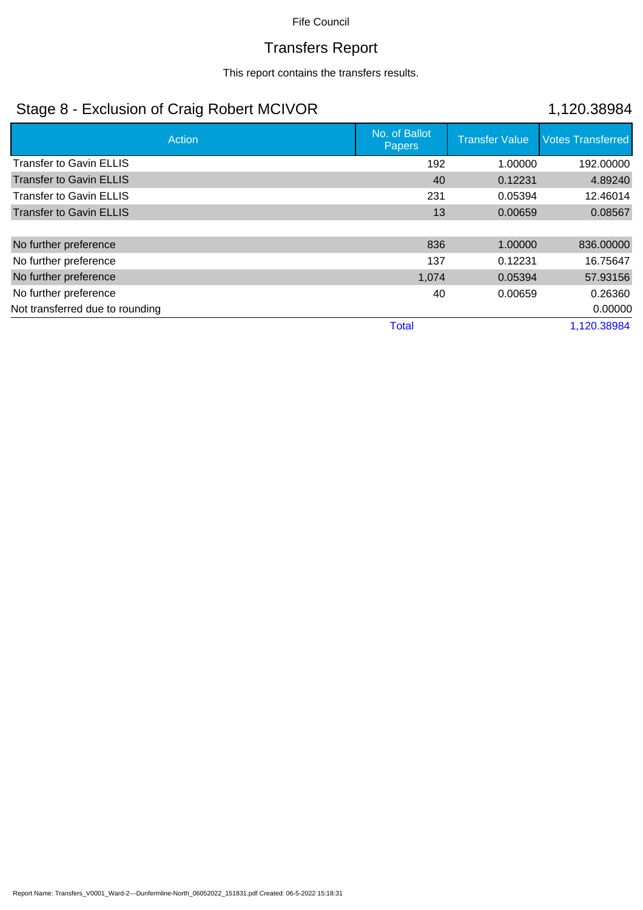Fife Council

# Transfers Report

This report contains the transfers results.

## Stage 8 - Exclusion of Craig Robert MCIVOR

1,120.38984

| Action | No. of Ballot Papers | Transfer Value | Votes Transferred |
|---|---|---|---|
| Transfer to Gavin ELLIS | 192 | 1.00000 | 192.00000 |
| Transfer to Gavin ELLIS | 40 | 0.12231 | 4.89240 |
| Transfer to Gavin ELLIS | 231 | 0.05394 | 12.46014 |
| Transfer to Gavin ELLIS | 13 | 0.00659 | 0.08567 |
| | | | |
| No further preference | 836 | 1.00000 | 836.00000 |
| No further preference | 137 | 0.12231 | 16.75647 |
| No further preference | 1,074 | 0.05394 | 57.93156 |
| No further preference | 40 | 0.00659 | 0.26360 |
| Not transferred due to rounding | | | 0.00000 |
| | Total | | 1,120.38984 |

Report Name: Transfers_V0001_Ward-2---Dunfermline-North_06052022_151831.pdf Created: 06-5-2022 15:18:31